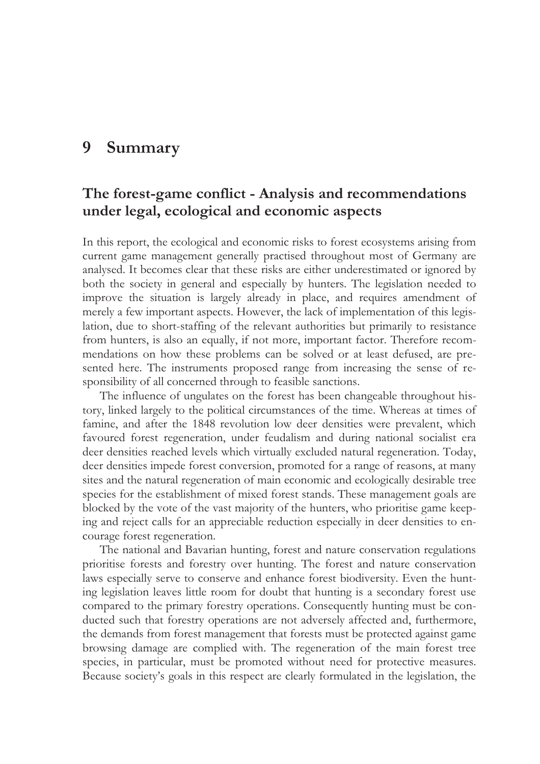# 9 Summary

## The forest-game conflict - Analysis and recommendations under legal, ecological and economic aspects

In this report, the ecological and economic risks to forest ecosystems arising from current game management generally practised throughout most of Germany are analysed. It becomes clear that these risks are either underestimated or ignored by both the society in general and especially by hunters. The legislation needed to improve the situation is largely already in place, and requires amendment of merely a few important aspects. However, the lack of implementation of this legislation, due to short-staffing of the relevant authorities but primarily to resistance from hunters, is also an equally, if not more, important factor. Therefore recommendations on how these problems can be solved or at least defused, are presented here. The instruments proposed range from increasing the sense of responsibility of all concerned through to feasible sanctions.

The influence of ungulates on the forest has been changeable throughout history, linked largely to the political circumstances of the time. Whereas at times of famine, and after the 1848 revolution low deer densities were prevalent, which favoured forest regeneration, under feudalism and during national socialist era deer densities reached levels which virtually excluded natural regeneration. Today, deer densities impede forest conversion, promoted for a range of reasons, at many sites and the natural regeneration of main economic and ecologically desirable tree species for the establishment of mixed forest stands. These management goals are blocked by the vote of the vast majority of the hunters, who prioritise game keeping and reject calls for an appreciable reduction especially in deer densities to encourage forest regeneration.

The national and Bavarian hunting, forest and nature conservation regulations prioritise forests and forestry over hunting. The forest and nature conservation laws especially serve to conserve and enhance forest biodiversity. Even the hunting legislation leaves little room for doubt that hunting is a secondary forest use compared to the primary forestry operations. Consequently hunting must be conducted such that forestry operations are not adversely affected and, furthermore, the demands from forest management that forests must be protected against game browsing damage are complied with. The regeneration of the main forest tree species, in particular, must be promoted without need for protective measures. Because society's goals in this respect are clearly formulated in the legislation, the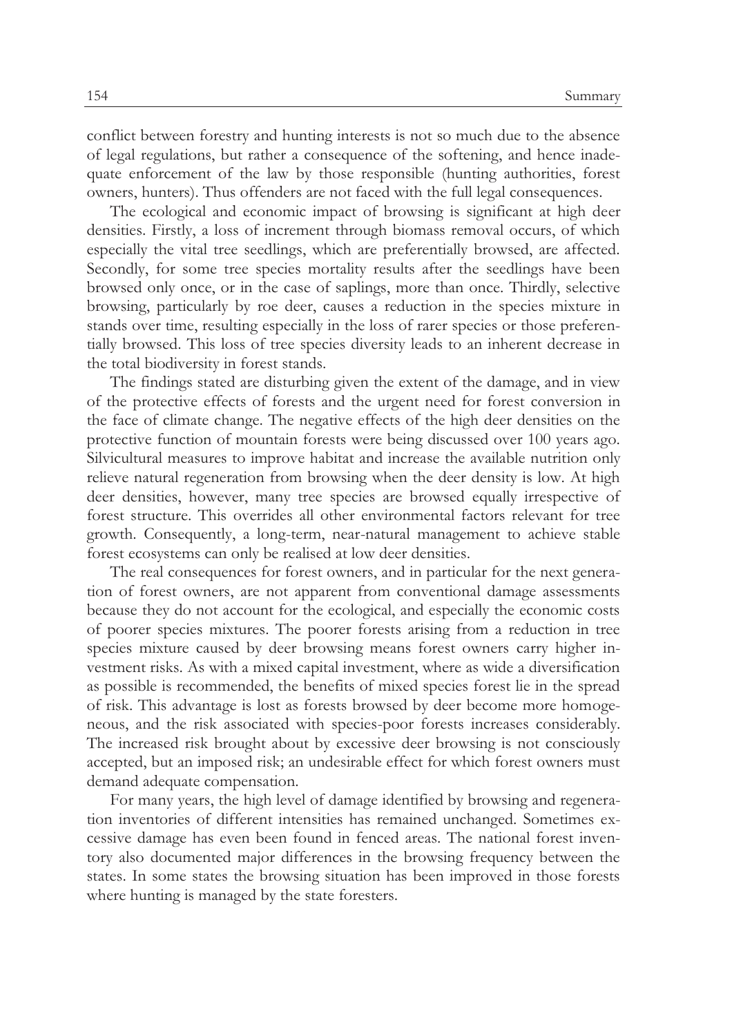conflict between forestry and hunting interests is not so much due to the absence of legal regulations, but rather a consequence of the softening, and hence inadequate enforcement of the law by those responsible (hunting authorities, forest owners, hunters). Thus offenders are not faced with the full legal consequences.

The ecological and economic impact of browsing is significant at high deer densities. Firstly, a loss of increment through biomass removal occurs, of which especially the vital tree seedlings, which are preferentially browsed, are affected. Secondly, for some tree species mortality results after the seedlings have been browsed only once, or in the case of saplings, more than once. Thirdly, selective browsing, particularly by roe deer, causes a reduction in the species mixture in stands over time, resulting especially in the loss of rarer species or those preferentially browsed. This loss of tree species diversity leads to an inherent decrease in the total biodiversity in forest stands.

The findings stated are disturbing given the extent of the damage, and in view of the protective effects of forests and the urgent need for forest conversion in the face of climate change. The negative effects of the high deer densities on the protective function of mountain forests were being discussed over 100 years ago. Silvicultural measures to improve habitat and increase the available nutrition only relieve natural regeneration from browsing when the deer density is low. At high deer densities, however, many tree species are browsed equally irrespective of forest structure. This overrides all other environmental factors relevant for tree growth. Consequently, a long-term, near-natural management to achieve stable forest ecosystems can only be realised at low deer densities.

The real consequences for forest owners, and in particular for the next generation of forest owners, are not apparent from conventional damage assessments because they do not account for the ecological, and especially the economic costs of poorer species mixtures. The poorer forests arising from a reduction in tree species mixture caused by deer browsing means forest owners carry higher investment risks. As with a mixed capital investment, where as wide a diversification as possible is recommended, the benefits of mixed species forest lie in the spread of risk. This advantage is lost as forests browsed by deer become more homogeneous, and the risk associated with species-poor forests increases considerably. The increased risk brought about by excessive deer browsing is not consciously accepted, but an imposed risk; an undesirable effect for which forest owners must demand adequate compensation.

For many years, the high level of damage identified by browsing and regeneration inventories of different intensities has remained unchanged. Sometimes excessive damage has even been found in fenced areas. The national forest inventory also documented major differences in the browsing frequency between the states. In some states the browsing situation has been improved in those forests where hunting is managed by the state foresters.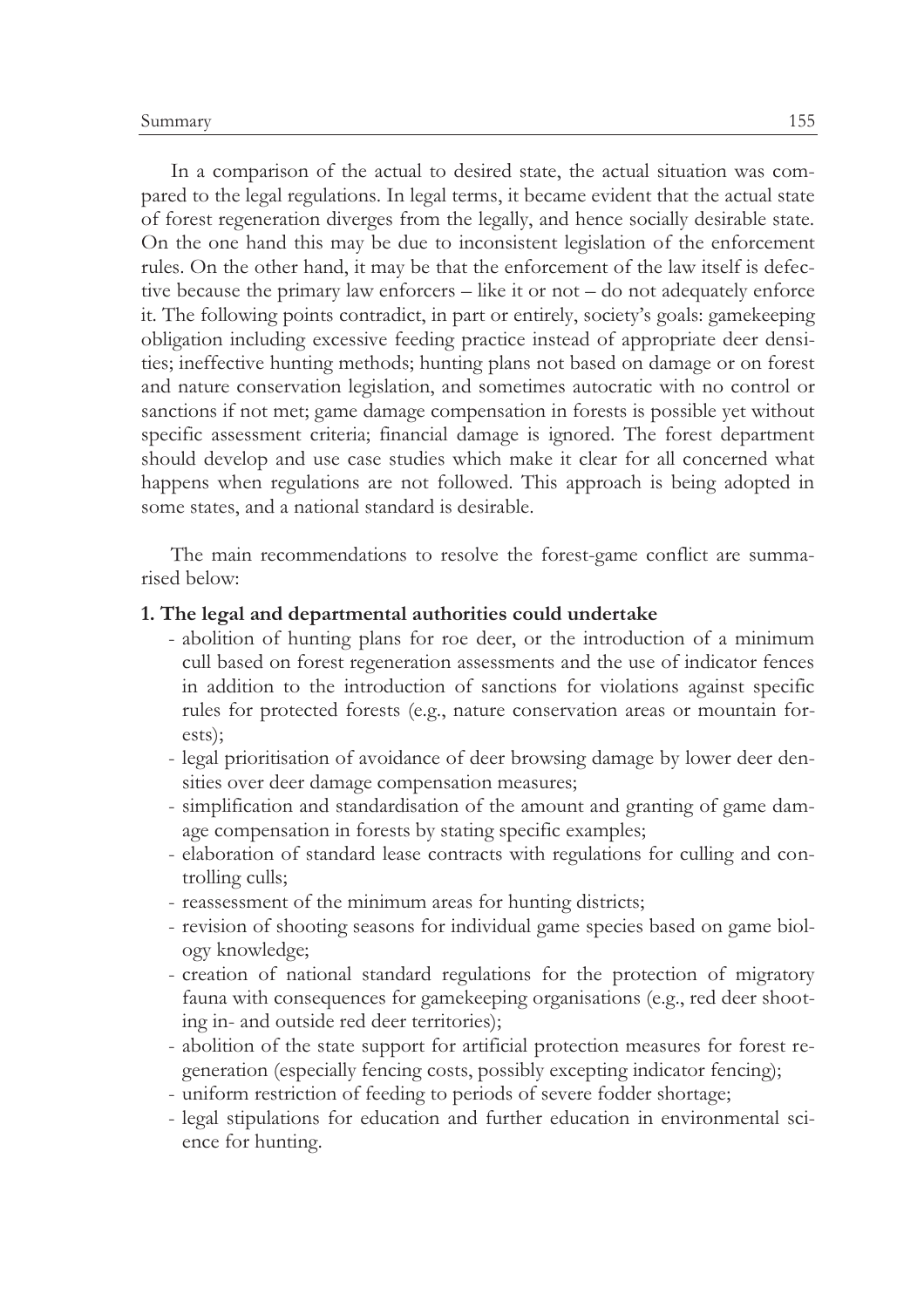In a comparison of the actual to desired state, the actual situation was compared to the legal regulations. In legal terms, it became evident that the actual state of forest regeneration diverges from the legally, and hence socially desirable state. On the one hand this may be due to inconsistent legislation of the enforcement rules. On the other hand, it may be that the enforcement of the law itself is defective because the primary law enforcers – like it or not – do not adequately enforce it. The following points contradict, in part or entirely, society's goals: gamekeeping obligation including excessive feeding practice instead of appropriate deer densities; ineffective hunting methods; hunting plans not based on damage or on forest and nature conservation legislation, and sometimes autocratic with no control or sanctions if not met; game damage compensation in forests is possible yet without specific assessment criteria; financial damage is ignored. The forest department should develop and use case studies which make it clear for all concerned what happens when regulations are not followed. This approach is being adopted in some states, and a national standard is desirable.

The main recommendations to resolve the forest-game conflict are summarised below:

**1. The legal and departmental authorities could undertake**

- abolition of hunting plans for roe deer, or the introduction of a minimum cull based on forest regeneration assessments and the use of indicator fences in addition to the introduction of sanctions for violations against specific rules for protected forests (e.g., nature conservation areas or mountain forests);
- legal prioritisation of avoidance of deer browsing damage by lower deer densities over deer damage compensation measures;
- simplification and standardisation of the amount and granting of game damage compensation in forests by stating specific examples;
- elaboration of standard lease contracts with regulations for culling and controlling culls;
- reassessment of the minimum areas for hunting districts;
- revision of shooting seasons for individual game species based on game biology knowledge;
- creation of national standard regulations for the protection of migratory fauna with consequences for gamekeeping organisations (e.g., red deer shooting in- and outside red deer territories);
- abolition of the state support for artificial protection measures for forest regeneration (especially fencing costs, possibly excepting indicator fencing);
- uniform restriction of feeding to periods of severe fodder shortage;
- legal stipulations for education and further education in environmental science for hunting.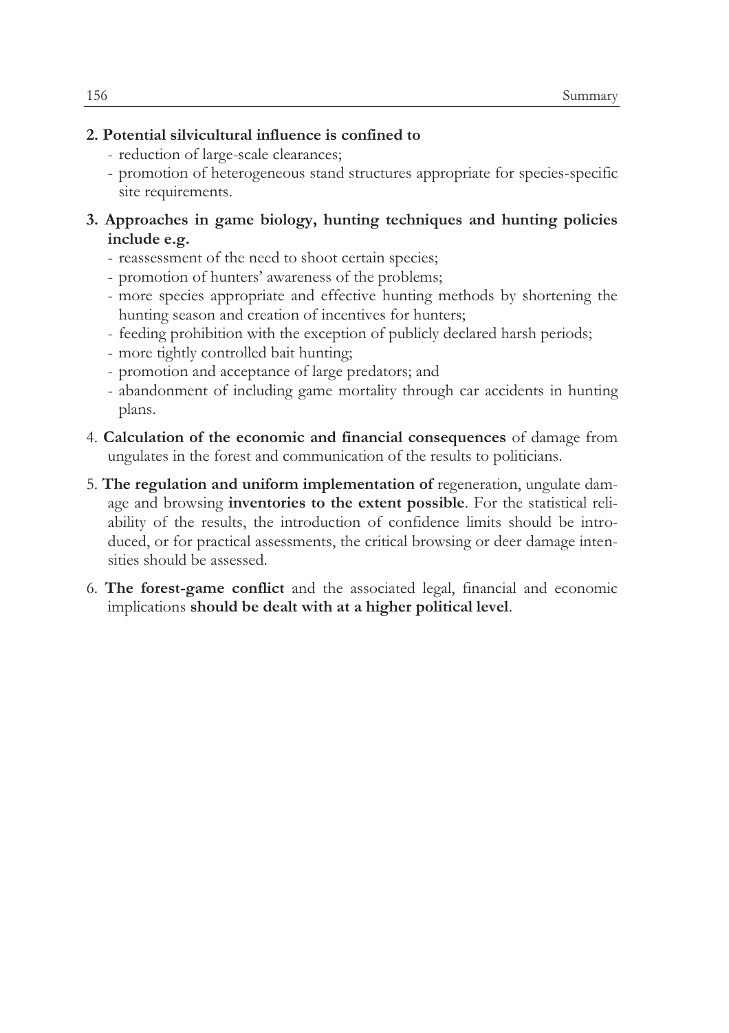**2. Potential silvicultural influence is confined to**

- reduction of large-scale clearances;
- promotion of heterogeneous stand structures appropriate for species-specific site requirements.

**3. Approaches in game biology, hunting techniques and hunting policies include e.g.**

- reassessment of the need to shoot certain species;
- promotion of hunters' awareness of the problems;
- more species appropriate and effective hunting methods by shortening the hunting season and creation of incentives for hunters;
- feeding prohibition with the exception of publicly declared harsh periods;
- more tightly controlled bait hunting;
- promotion and acceptance of large predators; and
- abandonment of including game mortality through car accidents in hunting plans.

4. **Calculation of the economic and financial consequences** of damage from ungulates in the forest and communication of the results to politicians.

5. **The regulation and uniform implementation of** regeneration, ungulate damage and browsing **inventories to the extent possible**. For the statistical reliability of the results, the introduction of confidence limits should be introduced, or for practical assessments, the critical browsing or deer damage intensities should be assessed.

6. **The forest-game conflict** and the associated legal, financial and economic implications **should be dealt with at a higher political level**.